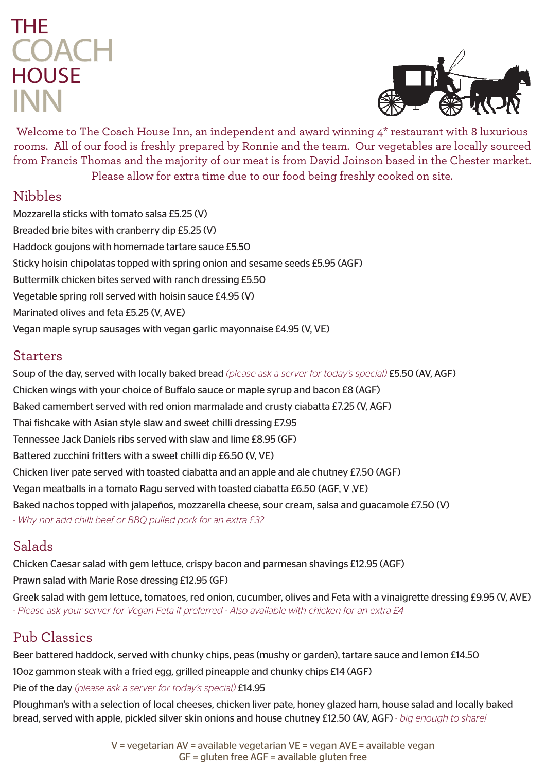# THE COACH HOUSE INN

Welcome to The Coach House Inn, an independent and award winning 4* restaurant with 8 luxurious rooms. All of our food is freshly prepared by Ronnie and the team. Our vegetables are locally sourced from Francis Thomas and the majority of our meat is from David Joinson based in the Chester market. Please allow for extra time due to our food being freshly cooked on site.

## Nibbles

Mozzarella sticks with tomato salsa £5.25 (V)

Breaded brie bites with cranberry dip £5.25 (V)

Haddock goujons with homemade tartare sauce £5.50

Sticky hoisin chipolatas topped with spring onion and sesame seeds £5.95 (AGF)

Buttermilk chicken bites served with ranch dressing £5.50

Vegetable spring roll served with hoisin sauce £4.95 (V)

Marinated olives and feta £5.25 (V, AVE)

Vegan maple syrup sausages with vegan garlic mayonnaise £4.95 (V, VE)

## Starters

Soup of the day, served with locally baked bread *(please ask a server for today's special)* £5.50 (AV, AGF)

Chicken wings with your choice of Buffalo sauce or maple syrup and bacon £8 (AGF)

Baked camembert served with red onion marmalade and crusty ciabatta £7.25 (V, AGF)

Thai fishcake with Asian style slaw and sweet chilli dressing £7.95

Tennessee Jack Daniels ribs served with slaw and lime £8.95 (GF)

Battered zucchini fritters with a sweet chilli dip £6.50 (V, VE)

Chicken liver pate served with toasted ciabatta and an apple and ale chutney £7.50 (AGF)

Vegan meatballs in a tomato Ragu served with toasted ciabatta £6.50 (AGF, V ,VE)

Baked nachos topped with jalapeños, mozzarella cheese, sour cream, salsa and guacamole £7.50 (V)
*- Why not add chilli beef or BBQ pulled pork for an extra £3?*

## Salads

Chicken Caesar salad with gem lettuce, crispy bacon and parmesan shavings £12.95 (AGF)

Prawn salad with Marie Rose dressing £12.95 (GF)

Greek salad with gem lettuce, tomatoes, red onion, cucumber, olives and Feta with a vinaigrette dressing £9.95 (V, AVE)
*- Please ask your server for Vegan Feta if preferred - Also available with chicken for an extra £4*

## Pub Classics

Beer battered haddock, served with chunky chips, peas (mushy or garden), tartare sauce and lemon £14.50

10oz gammon steak with a fried egg, grilled pineapple and chunky chips £14 (AGF)

Pie of the day *(please ask a server for today's special)* £14.95

Ploughman's with a selection of local cheeses, chicken liver pate, honey glazed ham, house salad and locally baked bread, served with apple, pickled silver skin onions and house chutney £12.50 (AV, AGF) *- big enough to share!*

V = vegetarian AV = available vegetarian VE = vegan AVE = available vegan
GF = gluten free AGF = available gluten free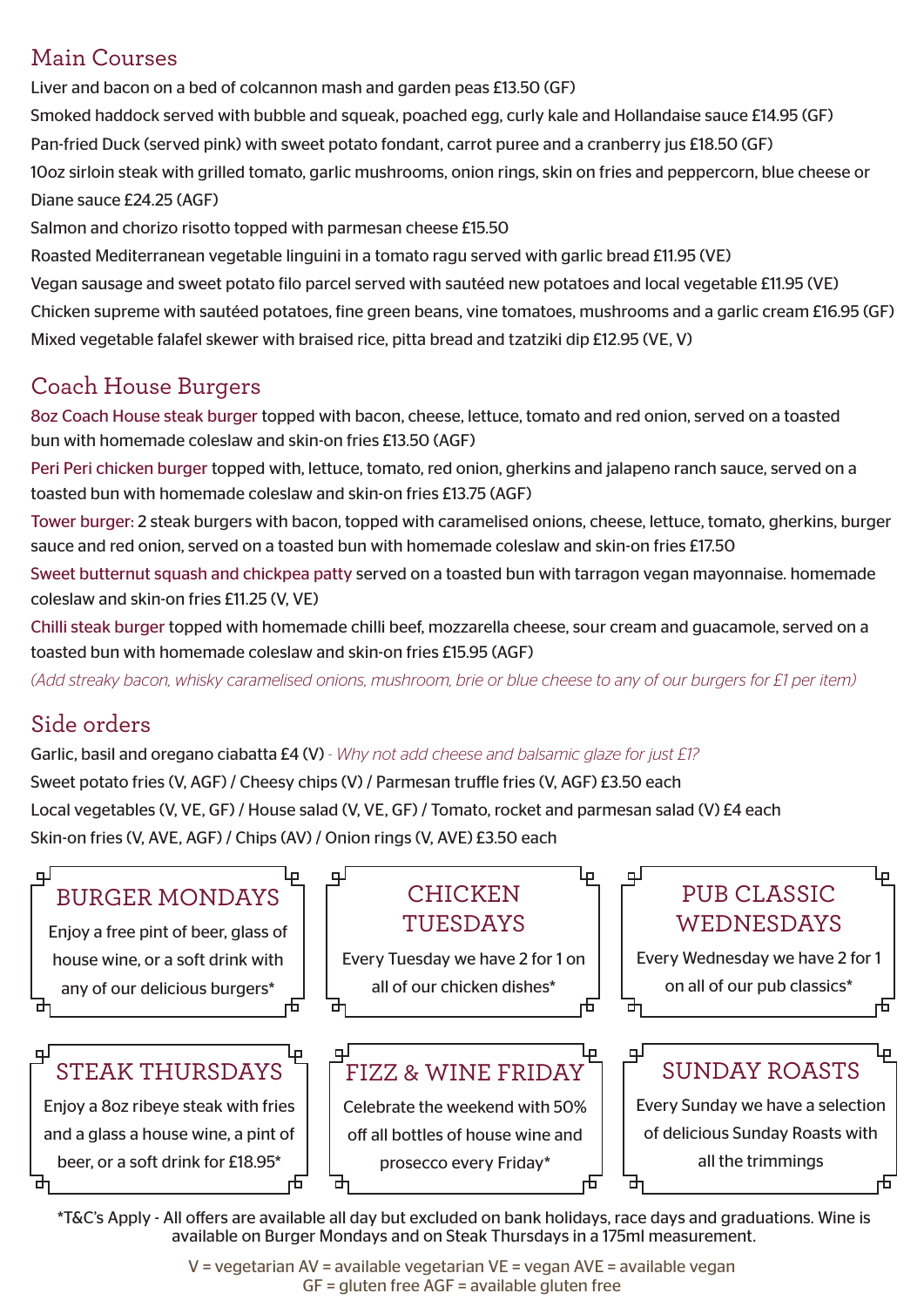## Main Courses

Liver and bacon on a bed of colcannon mash and garden peas £13.50 (GF)

Smoked haddock served with bubble and squeak, poached egg, curly kale and Hollandaise sauce £14.95 (GF)

Pan-fried Duck (served pink) with sweet potato fondant, carrot puree and a cranberry jus £18.50 (GF)

10oz sirloin steak with grilled tomato, garlic mushrooms, onion rings, skin on fries and peppercorn, blue cheese or Diane sauce £24.25 (AGF)

Salmon and chorizo risotto topped with parmesan cheese £15.50

Roasted Mediterranean vegetable linguini in a tomato ragu served with garlic bread £11.95 (VE)

Vegan sausage and sweet potato filo parcel served with sautéed new potatoes and local vegetable £11.95 (VE)

Chicken supreme with sautéed potatoes, fine green beans, vine tomatoes, mushrooms and a garlic cream £16.95 (GF)

Mixed vegetable falafel skewer with braised rice, pitta bread and tzatziki dip £12.95 (VE, V)

## Coach House Burgers

8oz Coach House steak burger topped with bacon, cheese, lettuce, tomato and red onion, served on a toasted bun with homemade coleslaw and skin-on fries £13.50 (AGF)

Peri Peri chicken burger topped with, lettuce, tomato, red onion, gherkins and jalapeno ranch sauce, served on a toasted bun with homemade coleslaw and skin-on fries £13.75 (AGF)

Tower burger: 2 steak burgers with bacon, topped with caramelised onions, cheese, lettuce, tomato, gherkins, burger sauce and red onion, served on a toasted bun with homemade coleslaw and skin-on fries £17.50

Sweet butternut squash and chickpea patty served on a toasted bun with tarragon vegan mayonnaise. homemade coleslaw and skin-on fries £11.25 (V, VE)

Chilli steak burger topped with homemade chilli beef, mozzarella cheese, sour cream and guacamole, served on a toasted bun with homemade coleslaw and skin-on fries £15.95 (AGF)

*(Add streaky bacon, whisky caramelised onions, mushroom, brie or blue cheese to any of our burgers for £1 per item)*

## Side orders

Garlic, basil and oregano ciabatta £4 (V) - *Why not add cheese and balsamic glaze for just £1?*

Sweet potato fries (V, AGF) / Cheesy chips (V) / Parmesan truffle fries (V, AGF) £3.50 each

Local vegetables (V, VE, GF) / House salad (V, VE, GF) / Tomato, rocket and parmesan salad (V) £4 each

Skin-on fries (V, AVE, AGF) / Chips (AV) / Onion rings (V, AVE) £3.50 each

### BURGER MONDAYS

Enjoy a free pint of beer, glass of house wine, or a soft drink with any of our delicious burgers*

### CHICKEN TUESDAYS

Every Tuesday we have 2 for 1 on all of our chicken dishes*

### PUB CLASSIC WEDNESDAYS

Every Wednesday we have 2 for 1 on all of our pub classics*

### STEAK THURSDAYS

Enjoy a 8oz ribeye steak with fries and a glass a house wine, a pint of beer, or a soft drink for £18.95*

### FIZZ & WINE FRIDAY

Celebrate the weekend with 50% off all bottles of house wine and prosecco every Friday*

### SUNDAY ROASTS

Every Sunday we have a selection of delicious Sunday Roasts with all the trimmings

*T&C's Apply - All offers are available all day but excluded on bank holidays, race days and graduations. Wine is available on Burger Mondays and on Steak Thursdays in a 175ml measurement.

V = vegetarian AV = available vegetarian VE = vegan AVE = available vegan
GF = gluten free AGF = available gluten free